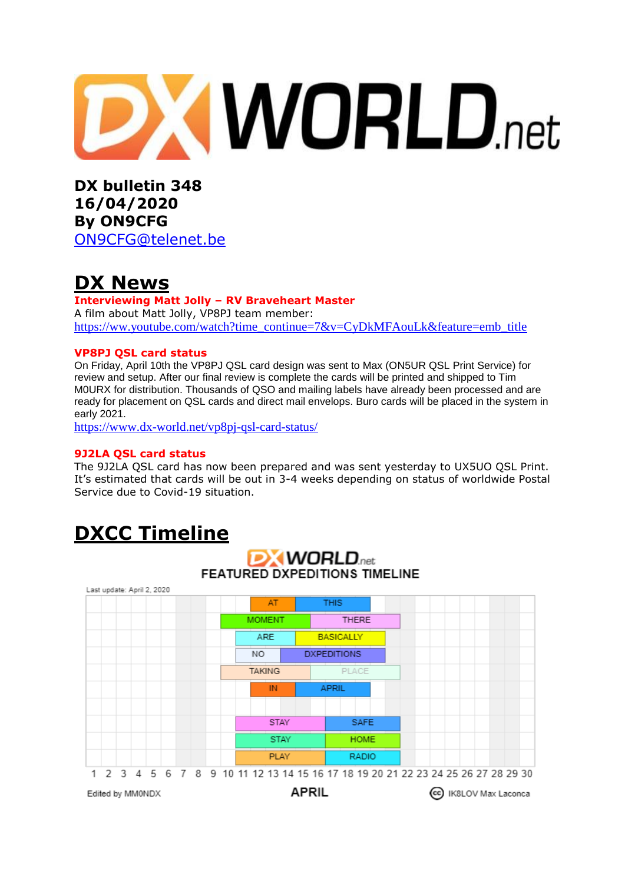# DX WORLD.net

**DX bulletin 348**
**16/04/2020**
**By ON9CFG**
ON9CFG@telenet.be

## DX News

**Interviewing Matt Jolly – RV Braveheart Master**

A film about Matt Jolly, VP8PJ team member:
https://ww.youtube.com/watch?time_continue=7&v=CyDkMFAouLk&feature=emb_title

**VP8PJ QSL card status**

On Friday, April 10th the VP8PJ QSL card design was sent to Max (ON5UR QSL Print Service) for review and setup. After our final review is complete the cards will be printed and shipped to Tim M0URX for distribution. Thousands of QSO and mailing labels have already been processed and are ready for placement on QSL cards and direct mail envelops. Buro cards will be placed in the system in early 2021.
https://www.dx-world.net/vp8pj-qsl-card-status/

**9J2LA QSL card status**

The 9J2LA QSL card has now been prepared and was sent yesterday to UX5UO QSL Print. It's estimated that cards will be out in 3-4 weeks depending on status of worldwide Postal Service due to Covid-19 situation.

## DXCC Timeline

DX WORLD.net
FEATURED DXPEDITIONS TIMELINE

Last update: April 2, 2020

AT THIS
MOMENT THERE
ARE BASICALLY
NO DXPEDITIONS
TAKING PLACE
IN APRIL

STAY SAFE
STAY HOME
PLAY RADIO

1 2 3 4 5 6 7 8 9 10 11 12 13 14 15 16 17 18 19 20 21 22 23 24 25 26 27 28 29 30

Edited by MM0NDX | APRIL | IK8LOV Max Laconca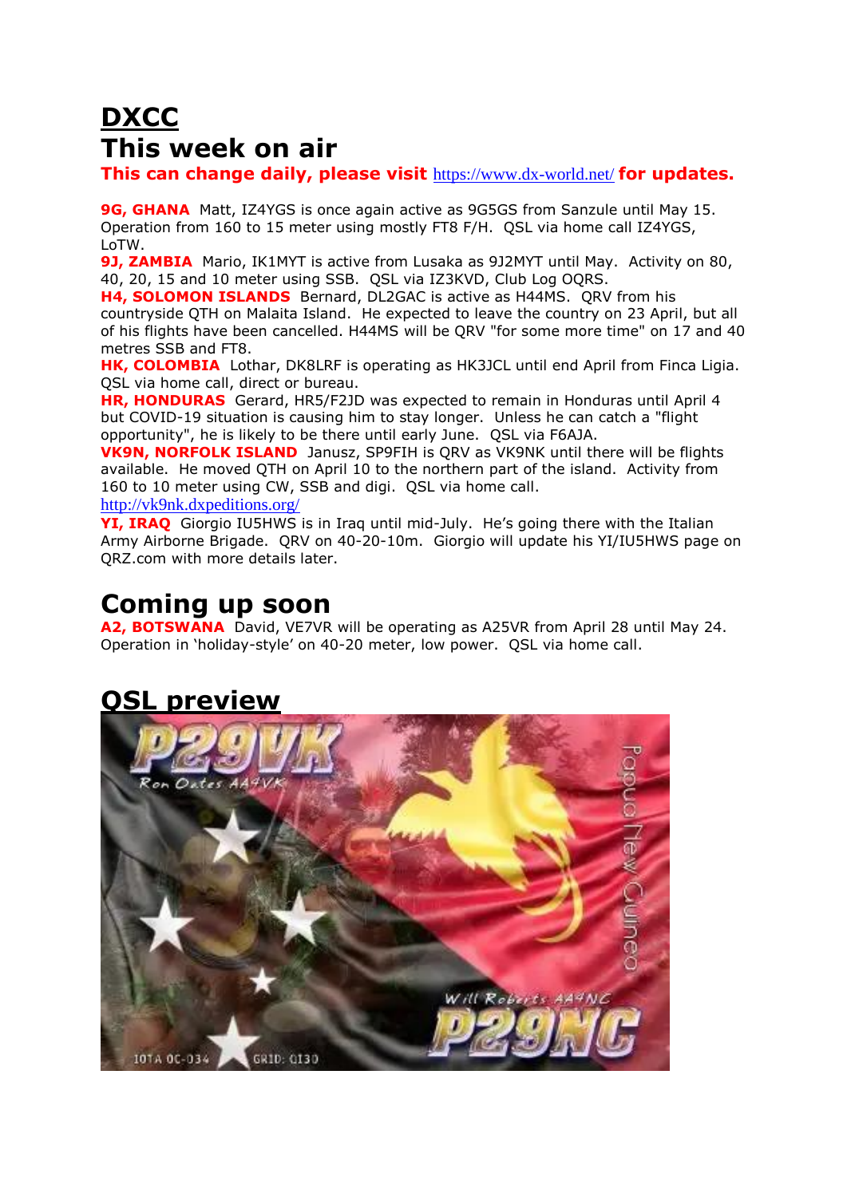# DXCC

## This week on air

**This can change daily, please visit https://www.dx-world.net/ for updates.**

**9G, GHANA** Matt, IZ4YGS is once again active as 9G5GS from Sanzule until May 15. Operation from 160 to 15 meter using mostly FT8 F/H. QSL via home call IZ4YGS, LoTW.

**9J, ZAMBIA** Mario, IK1MYT is active from Lusaka as 9J2MYT until May. Activity on 80, 40, 20, 15 and 10 meter using SSB. QSL via IZ3KVD, Club Log OQRS.

**H4, SOLOMON ISLANDS** Bernard, DL2GAC is active as H44MS. QRV from his countryside QTH on Malaita Island. He expected to leave the country on 23 April, but all of his flights have been cancelled. H44MS will be QRV "for some more time" on 17 and 40 metres SSB and FT8.

**HK, COLOMBIA** Lothar, DK8LRF is operating as HK3JCL until end April from Finca Ligia. QSL via home call, direct or bureau.

**HR, HONDURAS** Gerard, HR5/F2JD was expected to remain in Honduras until April 4 but COVID-19 situation is causing him to stay longer. Unless he can catch a "flight opportunity", he is likely to be there until early June. QSL via F6AJA.

**VK9N, NORFOLK ISLAND** Janusz, SP9FIH is QRV as VK9NK until there will be flights available. He moved QTH on April 10 to the northern part of the island. Activity from 160 to 10 meter using CW, SSB and digi. QSL via home call.
http://vk9nk.dxpeditions.org/

**YI, IRAQ** Giorgio IU5HWS is in Iraq until mid-July. He's going there with the Italian Army Airborne Brigade. QRV on 40-20-10m. Giorgio will update his YI/IU5HWS page on QRZ.com with more details later.

## Coming up soon

**A2, BOTSWANA** David, VE7VR will be operating as A25VR from April 28 until May 24. Operation in 'holiday-style' on 40-20 meter, low power. QSL via home call.

# QSL preview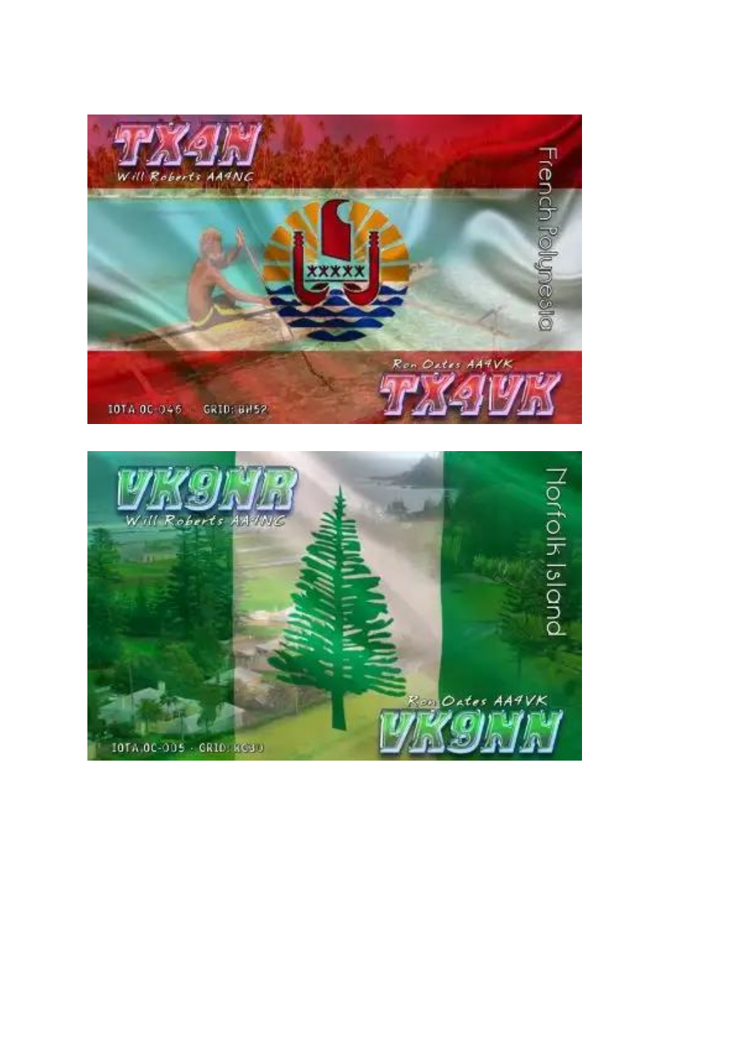**TX4N**

Will Roberts AA4NC

French Polynesia

Ron Oates AA4VK

**TX4VK**

IOTA OC-046 · GRID: BH52

**VK9NR**

Will Roberts AA4NC

Norfolk Island

Ron Oates AA4VK

**VK9NN**

IOTA OC-005 · GRID: RG30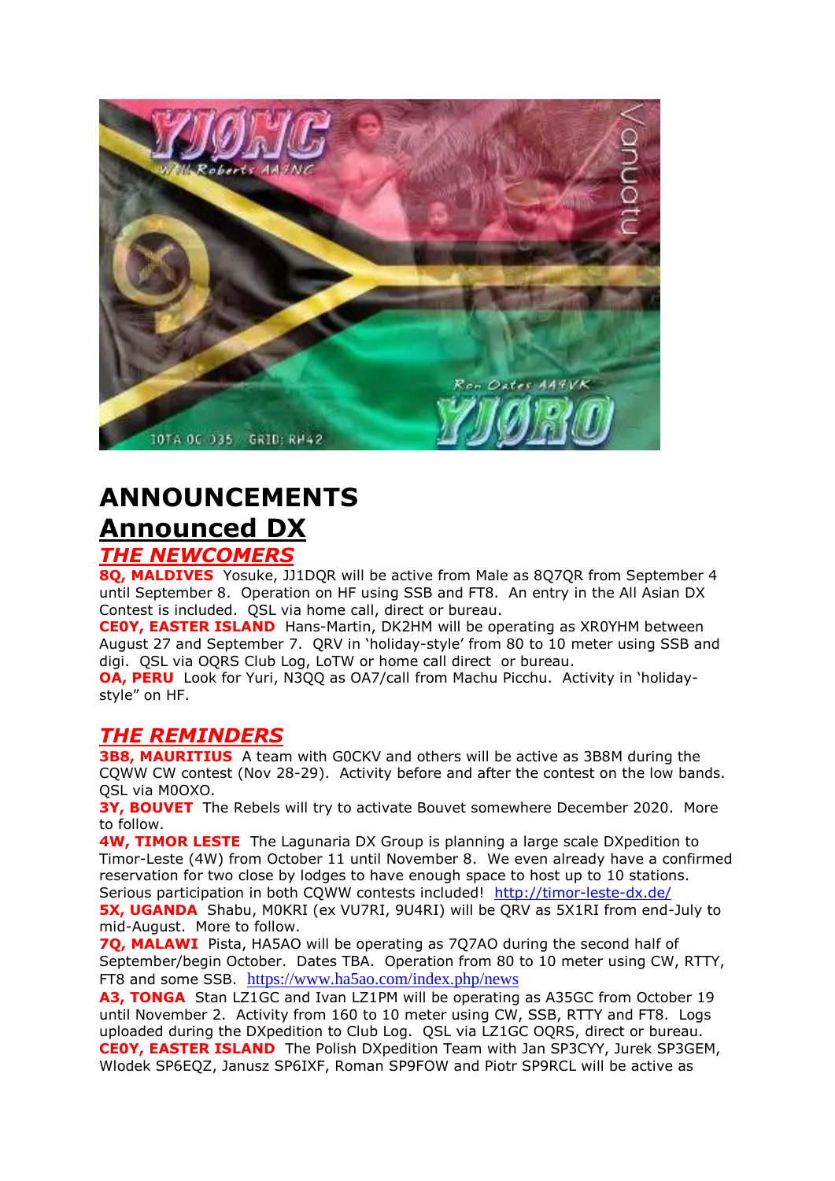# ANNOUNCEMENTS

## Announced DX

### *THE NEWCOMERS*

**8Q, MALDIVES** Yosuke, JJ1DQR will be active from Male as 8Q7QR from September 4 until September 8. Operation on HF using SSB and FT8. An entry in the All Asian DX Contest is included. QSL via home call, direct or bureau.

**CE0Y, EASTER ISLAND** Hans-Martin, DK2HM will be operating as XR0YHM between August 27 and September 7. QRV in 'holiday-style' from 80 to 10 meter using SSB and digi. QSL via OQRS Club Log, LoTW or home call direct or bureau.

**OA, PERU** Look for Yuri, N3QQ as OA7/call from Machu Picchu. Activity in 'holiday-style" on HF.

### *THE REMINDERS*

**3B8, MAURITIUS** A team with G0CKV and others will be active as 3B8M during the CQWW CW contest (Nov 28-29). Activity before and after the contest on the low bands. QSL via M0OXO.

**3Y, BOUVET** The Rebels will try to activate Bouvet somewhere December 2020. More to follow.

**4W, TIMOR LESTE** The Lagunaria DX Group is planning a large scale DXpedition to Timor-Leste (4W) from October 11 until November 8. We even already have a confirmed reservation for two close by lodges to have enough space to host up to 10 stations. Serious participation in both CQWW contests included! http://timor-leste-dx.de/

**5X, UGANDA** Shabu, M0KRI (ex VU7RI, 9U4RI) will be QRV as 5X1RI from end-July to mid-August. More to follow.

**7Q, MALAWI** Pista, HA5AO will be operating as 7Q7AO during the second half of September/begin October. Dates TBA. Operation from 80 to 10 meter using CW, RTTY, FT8 and some SSB. https://www.ha5ao.com/index.php/news

**A3, TONGA** Stan LZ1GC and Ivan LZ1PM will be operating as A35GC from October 19 until November 2. Activity from 160 to 10 meter using CW, SSB, RTTY and FT8. Logs uploaded during the DXpedition to Club Log. QSL via LZ1GC OQRS, direct or bureau.

**CE0Y, EASTER ISLAND** The Polish DXpedition Team with Jan SP3CYY, Jurek SP3GEM, Wlodek SP6EQZ, Janusz SP6IXF, Roman SP9FOW and Piotr SP9RCL will be active as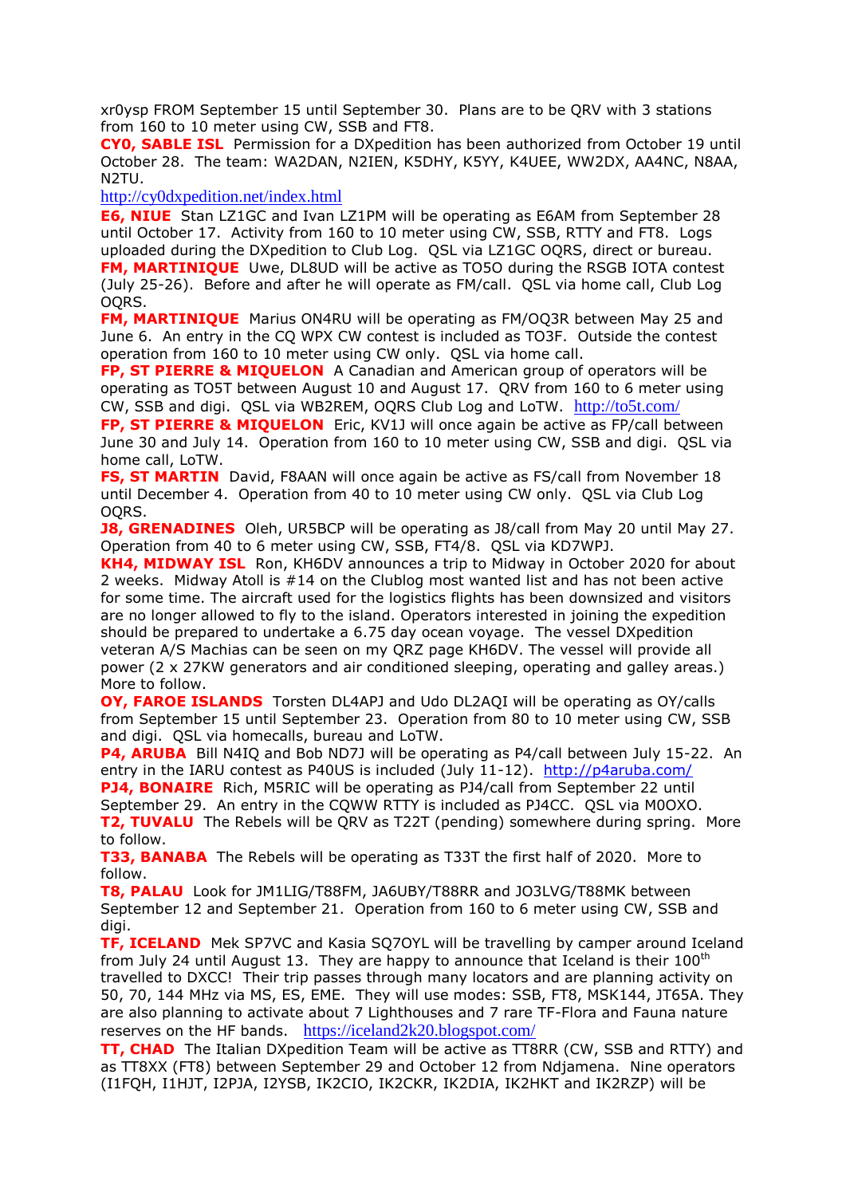xr0ysp FROM September 15 until September 30. Plans are to be QRV with 3 stations from 160 to 10 meter using CW, SSB and FT8.

**CY0, SABLE ISL** Permission for a DXpedition has been authorized from October 19 until October 28. The team: WA2DAN, N2IEN, K5DHY, K5YY, K4UEE, WW2DX, AA4NC, N8AA, N2TU.
http://cy0dxpedition.net/index.html

**E6, NIUE** Stan LZ1GC and Ivan LZ1PM will be operating as E6AM from September 28 until October 17. Activity from 160 to 10 meter using CW, SSB, RTTY and FT8. Logs uploaded during the DXpedition to Club Log. QSL via LZ1GC OQRS, direct or bureau.

**FM, MARTINIQUE** Uwe, DL8UD will be active as TO5O during the RSGB IOTA contest (July 25-26). Before and after he will operate as FM/call. QSL via home call, Club Log OQRS.

**FM, MARTINIQUE** Marius ON4RU will be operating as FM/OQ3R between May 25 and June 6. An entry in the CQ WPX CW contest is included as TO3F. Outside the contest operation from 160 to 10 meter using CW only. QSL via home call.

**FP, ST PIERRE & MIQUELON** A Canadian and American group of operators will be operating as TO5T between August 10 and August 17. QRV from 160 to 6 meter using CW, SSB and digi. QSL via WB2REM, OQRS Club Log and LoTW. http://to5t.com/

**FP, ST PIERRE & MIQUELON** Eric, KV1J will once again be active as FP/call between June 30 and July 14. Operation from 160 to 10 meter using CW, SSB and digi. QSL via home call, LoTW.

**FS, ST MARTIN** David, F8AAN will once again be active as FS/call from November 18 until December 4. Operation from 40 to 10 meter using CW only. QSL via Club Log OQRS.

**J8, GRENADINES** Oleh, UR5BCP will be operating as J8/call from May 20 until May 27. Operation from 40 to 6 meter using CW, SSB, FT4/8. QSL via KD7WPJ.

**KH4, MIDWAY ISL** Ron, KH6DV announces a trip to Midway in October 2020 for about 2 weeks. Midway Atoll is #14 on the Clublog most wanted list and has not been active for some time. The aircraft used for the logistics flights has been downsized and visitors are no longer allowed to fly to the island. Operators interested in joining the expedition should be prepared to undertake a 6.75 day ocean voyage. The vessel DXpedition veteran A/S Machias can be seen on my QRZ page KH6DV. The vessel will provide all power (2 x 27KW generators and air conditioned sleeping, operating and galley areas.) More to follow.

**OY, FAROE ISLANDS** Torsten DL4APJ and Udo DL2AQI will be operating as OY/calls from September 15 until September 23. Operation from 80 to 10 meter using CW, SSB and digi. QSL via homecalls, bureau and LoTW.

**P4, ARUBA** Bill N4IQ and Bob ND7J will be operating as P4/call between July 15-22. An entry in the IARU contest as P40US is included (July 11-12). http://p4aruba.com/

**PJ4, BONAIRE** Rich, M5RIC will be operating as PJ4/call from September 22 until September 29. An entry in the CQWW RTTY is included as PJ4CC. QSL via M0OXO.

**T2, TUVALU** The Rebels will be QRV as T22T (pending) somewhere during spring. More to follow.

**T33, BANABA** The Rebels will be operating as T33T the first half of 2020. More to follow.

**T8, PALAU** Look for JM1LIG/T88FM, JA6UBY/T88RR and JO3LVG/T88MK between September 12 and September 21. Operation from 160 to 6 meter using CW, SSB and digi.

**TF, ICELAND** Mek SP7VC and Kasia SQ7OYL will be travelling by camper around Iceland from July 24 until August 13. They are happy to announce that Iceland is their 100th travelled to DXCC! Their trip passes through many locators and are planning activity on 50, 70, 144 MHz via MS, ES, EME. They will use modes: SSB, FT8, MSK144, JT65A. They are also planning to activate about 7 Lighthouses and 7 rare TF-Flora and Fauna nature reserves on the HF bands. https://iceland2k20.blogspot.com/

**TT, CHAD** The Italian DXpedition Team will be active as TT8RR (CW, SSB and RTTY) and as TT8XX (FT8) between September 29 and October 12 from Ndjamena. Nine operators (I1FQH, I1HJT, I2PJA, I2YSB, IK2CIO, IK2CKR, IK2DIA, IK2HKT and IK2RZP) will be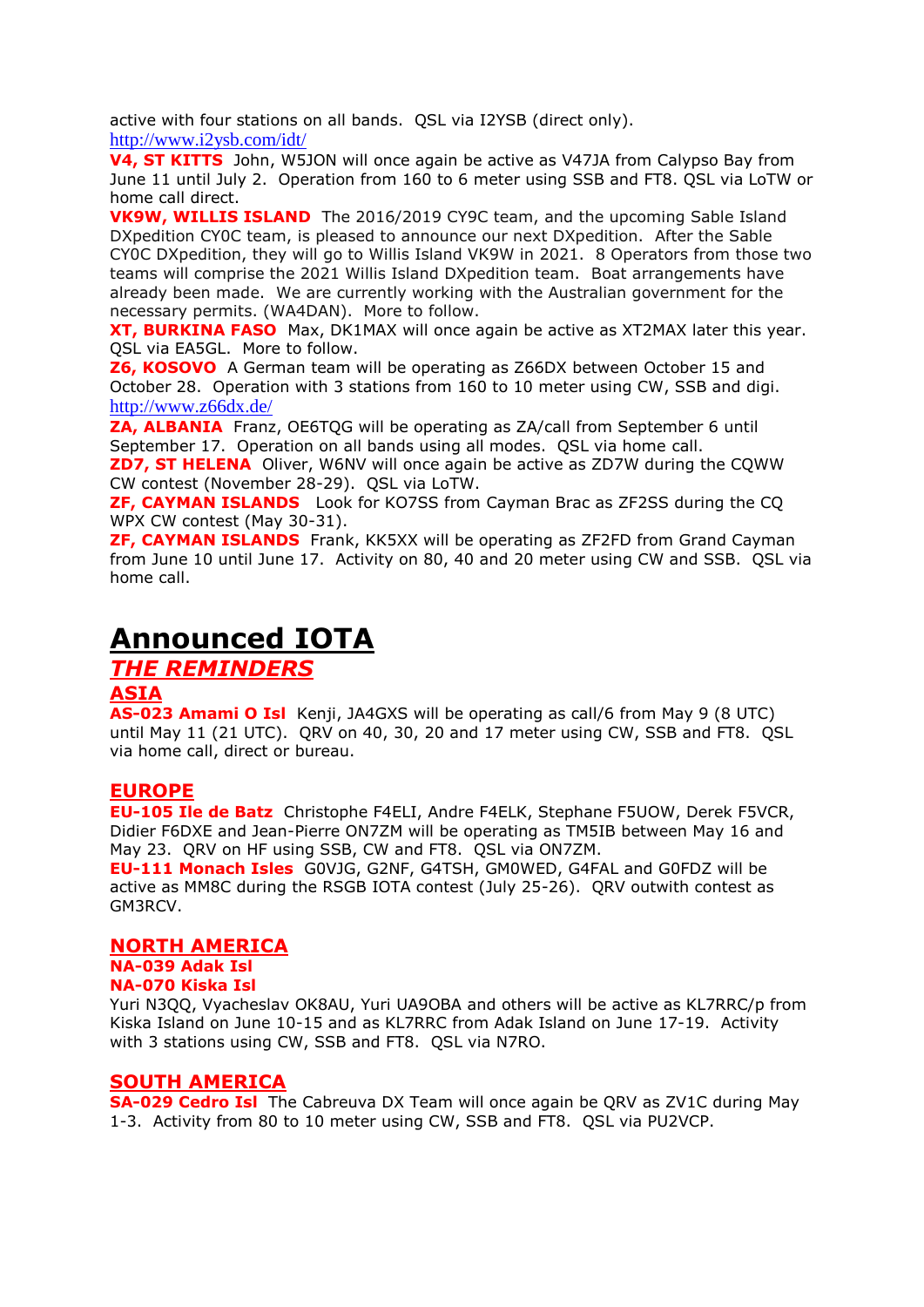active with four stations on all bands. QSL via I2YSB (direct only).
http://www.i2ysb.com/idt/

**V4, ST KITTS** John, W5JON will once again be active as V47JA from Calypso Bay from June 11 until July 2. Operation from 160 to 6 meter using SSB and FT8. QSL via LoTW or home call direct.

**VK9W, WILLIS ISLAND** The 2016/2019 CY9C team, and the upcoming Sable Island DXpedition CY0C team, is pleased to announce our next DXpedition. After the Sable CY0C DXpedition, they will go to Willis Island VK9W in 2021. 8 Operators from those two teams will comprise the 2021 Willis Island DXpedition team. Boat arrangements have already been made. We are currently working with the Australian government for the necessary permits. (WA4DAN). More to follow.

**XT, BURKINA FASO** Max, DK1MAX will once again be active as XT2MAX later this year. QSL via EA5GL. More to follow.

**Z6, KOSOVO** A German team will be operating as Z66DX between October 15 and October 28. Operation with 3 stations from 160 to 10 meter using CW, SSB and digi.
http://www.z66dx.de/

**ZA, ALBANIA** Franz, OE6TQG will be operating as ZA/call from September 6 until September 17. Operation on all bands using all modes. QSL via home call.

**ZD7, ST HELENA** Oliver, W6NV will once again be active as ZD7W during the CQWW CW contest (November 28-29). QSL via LoTW.

**ZF, CAYMAN ISLANDS** Look for KO7SS from Cayman Brac as ZF2SS during the CQ WPX CW contest (May 30-31).

**ZF, CAYMAN ISLANDS** Frank, KK5XX will be operating as ZF2FD from Grand Cayman from June 10 until June 17. Activity on 80, 40 and 20 meter using CW and SSB. QSL via home call.

# Announced IOTA

## *THE REMINDERS*

### ASIA

**AS-023 Amami O Isl** Kenji, JA4GXS will be operating as call/6 from May 9 (8 UTC) until May 11 (21 UTC). QRV on 40, 30, 20 and 17 meter using CW, SSB and FT8. QSL via home call, direct or bureau.

### EUROPE

**EU-105 Ile de Batz** Christophe F4ELI, Andre F4ELK, Stephane F5UOW, Derek F5VCR, Didier F6DXE and Jean-Pierre ON7ZM will be operating as TM5IB between May 16 and May 23. QRV on HF using SSB, CW and FT8. QSL via ON7ZM.

**EU-111 Monach Isles** G0VJG, G2NF, G4TSH, GM0WED, G4FAL and G0FDZ will be active as MM8C during the RSGB IOTA contest (July 25-26). QRV outwith contest as GM3RCV.

### NORTH AMERICA

**NA-039 Adak Isl**
**NA-070 Kiska Isl**
Yuri N3QQ, Vyacheslav OK8AU, Yuri UA9OBA and others will be active as KL7RRC/p from Kiska Island on June 10-15 and as KL7RRC from Adak Island on June 17-19. Activity with 3 stations using CW, SSB and FT8. QSL via N7RO.

### SOUTH AMERICA

**SA-029 Cedro Isl** The Cabreuva DX Team will once again be QRV as ZV1C during May 1-3. Activity from 80 to 10 meter using CW, SSB and FT8. QSL via PU2VCP.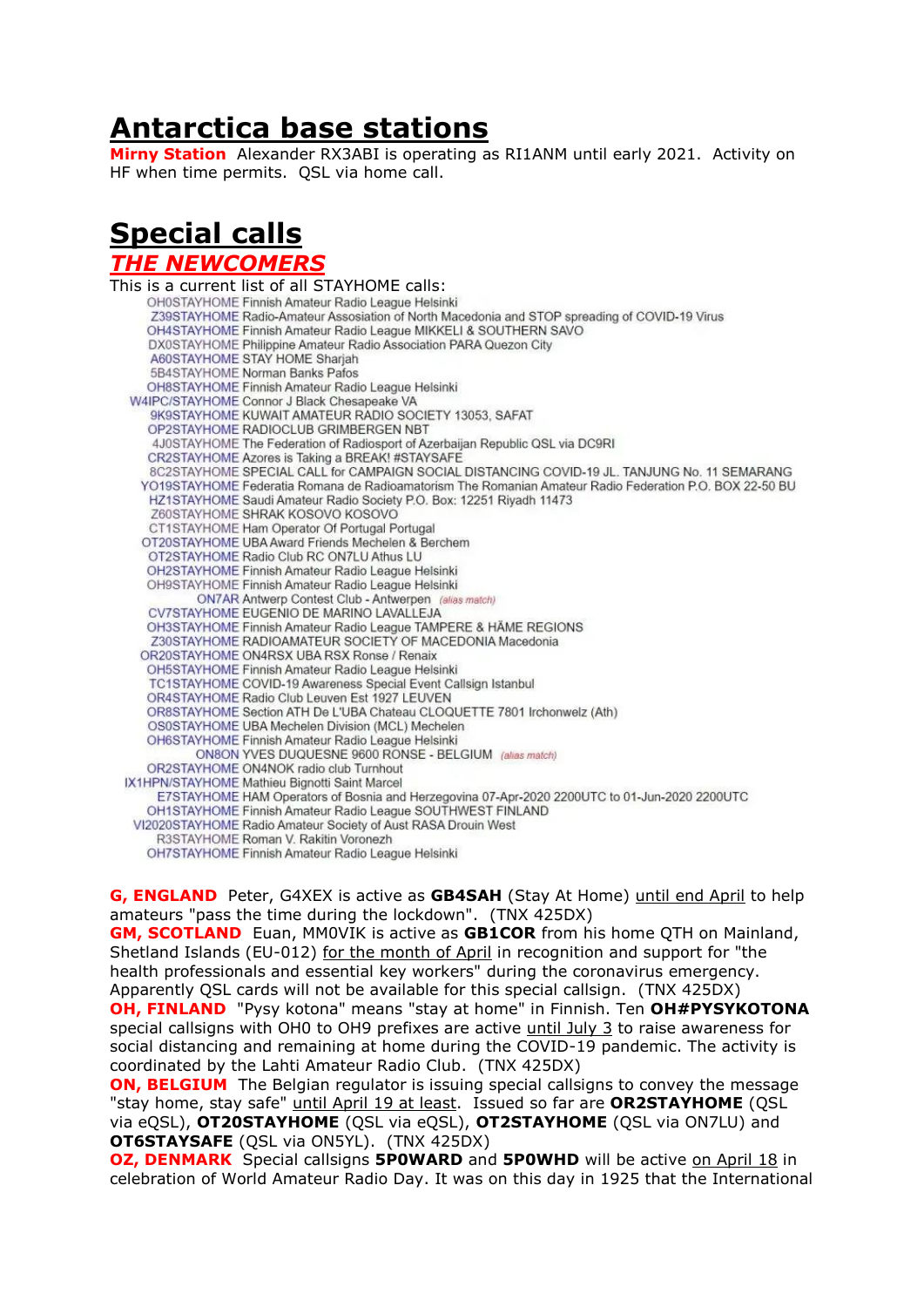# Antarctica base stations

**Mirny Station** Alexander RX3ABI is operating as RI1ANM until early 2021. Activity on HF when time permits. QSL via home call.

# Special calls

## *THE NEWCOMERS*

This is a current list of all STAYHOME calls:

OH0STAYHOME Finnish Amateur Radio League Helsinki
Z39STAYHOME Radio-Amateur Assosiation of North Macedonia and STOP spreading of COVID-19 Virus
OH4STAYHOME Finnish Amateur Radio League MIKKELI & SOUTHERN SAVO
DX0STAYHOME Philippine Amateur Radio Association PARA Quezon City
A60STAYHOME STAY HOME Sharjah
5B4STAYHOME Norman Banks Pafos
OH8STAYHOME Finnish Amateur Radio League Helsinki
W4IPC/STAYHOME Connor J Black Chesapeake VA
9K9STAYHOME KUWAIT AMATEUR RADIO SOCIETY 13053, SAFAT
OP2STAYHOME RADIOCLUB GRIMBERGEN NBT
4J0STAYHOME The Federation of Radiosport of Azerbaijan Republic QSL via DC9RI
CR2STAYHOME Azores is Taking a BREAK! #STAYSAFE
8C2STAYHOME SPECIAL CALL for CAMPAIGN SOCIAL DISTANCING COVID-19 JL. TANJUNG No. 11 SEMARANG
YO19STAYHOME Federatia Romana de Radioamatorism The Romanian Amateur Radio Federation P.O. BOX 22-50 BU
HZ1STAYHOME Saudi Amateur Radio Society P.O. Box: 12251 Riyadh 11473
Z60STAYHOME SHRAK KOSOVO KOSOVO
CT1STAYHOME Ham Operator Of Portugal Portugal
OT20STAYHOME UBA Award Friends Mechelen & Berchem
OT2STAYHOME Radio Club RC ON7LU Athus LU
OH2STAYHOME Finnish Amateur Radio League Helsinki
OH9STAYHOME Finnish Amateur Radio League Helsinki
ON7AR Antwerp Contest Club - Antwerpen (alias match)
CV7STAYHOME EUGENIO DE MARINO LAVALLEJA
OH3STAYHOME Finnish Amateur Radio League TAMPERE & HÄME REGIONS
Z30STAYHOME RADIOAMATEUR SOCIETY OF MACEDONIA Macedonia
OR20STAYHOME ON4RSX UBA RSX Ronse / Renaix
OH5STAYHOME Finnish Amateur Radio League Helsinki
TC1STAYHOME COVID-19 Awareness Special Event Callsign Istanbul
OR4STAYHOME Radio Club Leuven Est 1927 LEUVEN
OR8STAYHOME Section ATH De L'UBA Chateau CLOQUETTE 7801 Irchonwelz (Ath)
OS0STAYHOME UBA Mechelen Division (MCL) Mechelen
OH6STAYHOME Finnish Amateur Radio League Helsinki
ON8ON YVES DUQUESNE 9600 RONSE - BELGIUM (alias match)
OR2STAYHOME ON4NOK radio club Turnhout
IX1HPN/STAYHOME Mathieu Bignotti Saint Marcel
E7STAYHOME HAM Operators of Bosnia and Herzegovina 07-Apr-2020 2200UTC to 01-Jun-2020 2200UTC
OH1STAYHOME Finnish Amateur Radio League SOUTHWEST FINLAND
VI2020STAYHOME Radio Amateur Society of Aust RASA Drouin West
R3STAYHOME Roman V. Rakitin Voronezh
OH7STAYHOME Finnish Amateur Radio League Helsinki

**G, ENGLAND** Peter, G4XEX is active as **GB4SAH** (Stay At Home) until end April to help amateurs "pass the time during the lockdown". (TNX 425DX)
**GM, SCOTLAND** Euan, MM0VIK is active as **GB1COR** from his home QTH on Mainland, Shetland Islands (EU-012) for the month of April in recognition and support for "the health professionals and essential key workers" during the coronavirus emergency. Apparently QSL cards will not be available for this special callsign. (TNX 425DX)
**OH, FINLAND** "Pysy kotona" means "stay at home" in Finnish. Ten **OH#PYSYKOTONA** special callsigns with OH0 to OH9 prefixes are active until July 3 to raise awareness for social distancing and remaining at home during the COVID-19 pandemic. The activity is coordinated by the Lahti Amateur Radio Club. (TNX 425DX)
**ON, BELGIUM** The Belgian regulator is issuing special callsigns to convey the message "stay home, stay safe" until April 19 at least. Issued so far are **OR2STAYHOME** (QSL via eQSL), **OT20STAYHOME** (QSL via eQSL), **OT2STAYHOME** (QSL via ON7LU) and **OT6STAYSAFE** (QSL via ON5YL). (TNX 425DX)
**OZ, DENMARK** Special callsigns **5P0WARD** and **5P0WHD** will be active on April 18 in celebration of World Amateur Radio Day. It was on this day in 1925 that the International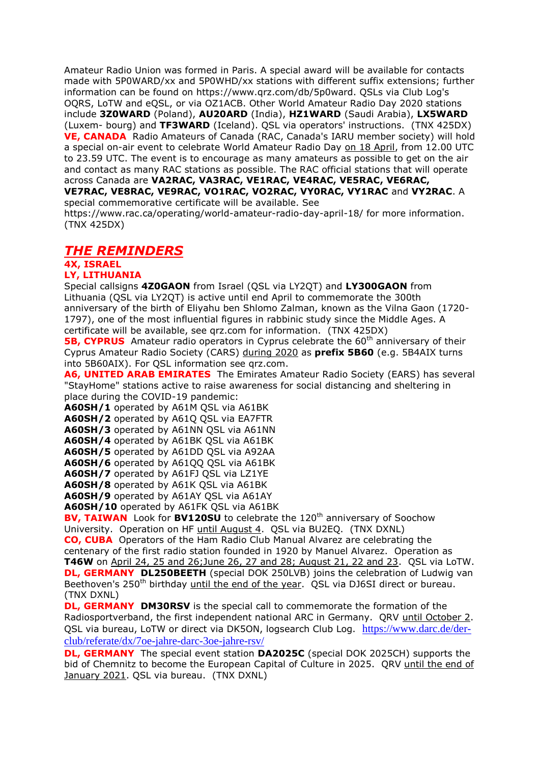Amateur Radio Union was formed in Paris. A special award will be available for contacts made with 5P0WARD/xx and 5P0WHD/xx stations with different suffix extensions; further information can be found on https://www.qrz.com/db/5p0ward. QSLs via Club Log's OQRS, LoTW and eQSL, or via OZ1ACB. Other World Amateur Radio Day 2020 stations include **3Z0WARD** (Poland), **AU20ARD** (India), **HZ1WARD** (Saudi Arabia), **LX5WARD** (Luxem- bourg) and **TF3WARD** (Iceland). QSL via operators' instructions. (TNX 425DX)

**VE, CANADA** Radio Amateurs of Canada (RAC, Canada's IARU member society) will hold a special on-air event to celebrate World Amateur Radio Day on 18 April, from 12.00 UTC to 23.59 UTC. The event is to encourage as many amateurs as possible to get on the air and contact as many RAC stations as possible. The RAC official stations that will operate across Canada are **VA2RAC, VA3RAC, VE1RAC, VE4RAC, VE5RAC, VE6RAC, VE7RAC, VE8RAC, VE9RAC, VO1RAC, VO2RAC, VY0RAC, VY1RAC** and **VY2RAC**. A special commemorative certificate will be available. See https://www.rac.ca/operating/world-amateur-radio-day-april-18/ for more information. (TNX 425DX)

## *THE REMINDERS*

**4X, ISRAEL**
**LY, LITHUANIA**

Special callsigns **4Z0GAON** from Israel (QSL via LY2QT) and **LY300GAON** from Lithuania (QSL via LY2QT) is active until end April to commemorate the 300th anniversary of the birth of Eliyahu ben Shlomo Zalman, known as the Vilna Gaon (1720-1797), one of the most influential figures in rabbinic study since the Middle Ages. A certificate will be available, see qrz.com for information. (TNX 425DX)

**5B, CYPRUS** Amateur radio operators in Cyprus celebrate the 60th anniversary of their Cyprus Amateur Radio Society (CARS) during 2020 as **prefix 5B60** (e.g. 5B4AIX turns into 5B60AIX). For QSL information see qrz.com.

**A6, UNITED ARAB EMIRATES** The Emirates Amateur Radio Society (EARS) has several "StayHome" stations active to raise awareness for social distancing and sheltering in place during the COVID-19 pandemic:

**A60SH/1** operated by A61M QSL via A61BK
**A60SH/2** operated by A61Q QSL via EA7FTR
**A60SH/3** operated by A61NN QSL via A61NN
**A60SH/4** operated by A61BK QSL via A61BK
**A60SH/5** operated by A61DD QSL via A92AA
**A60SH/6** operated by A61QQ QSL via A61BK
**A60SH/7** operated by A61FJ QSL via LZ1YE
**A60SH/8** operated by A61K QSL via A61BK
**A60SH/9** operated by A61AY QSL via A61AY
**A60SH/10** operated by A61FK QSL via A61BK

**BV, TAIWAN** Look for **BV120SU** to celebrate the 120th anniversary of Soochow University. Operation on HF until August 4. QSL via BU2EQ. (TNX DXNL)

**CO, CUBA** Operators of the Ham Radio Club Manual Alvarez are celebrating the centenary of the first radio station founded in 1920 by Manuel Alvarez. Operation as **T46W** on April 24, 25 and 26;June 26, 27 and 28; August 21, 22 and 23. QSL via LoTW.

**DL, GERMANY** **DL250BEETH** (special DOK 250LVB) joins the celebration of Ludwig van Beethoven's 250th birthday until the end of the year. QSL via DJ6SI direct or bureau. (TNX DXNL)

**DL, GERMANY** **DM30RSV** is the special call to commemorate the formation of the Radiosportverband, the first independent national ARC in Germany. QRV until October 2. QSL via bureau, LoTW or direct via DK5ON, logsearch Club Log. https://www.darc.de/der-club/referate/dx/7oe-jahre-darc-3oe-jahre-rsv/

**DL, GERMANY** The special event station **DA2025C** (special DOK 2025CH) supports the bid of Chemnitz to become the European Capital of Culture in 2025. QRV until the end of January 2021. QSL via bureau. (TNX DXNL)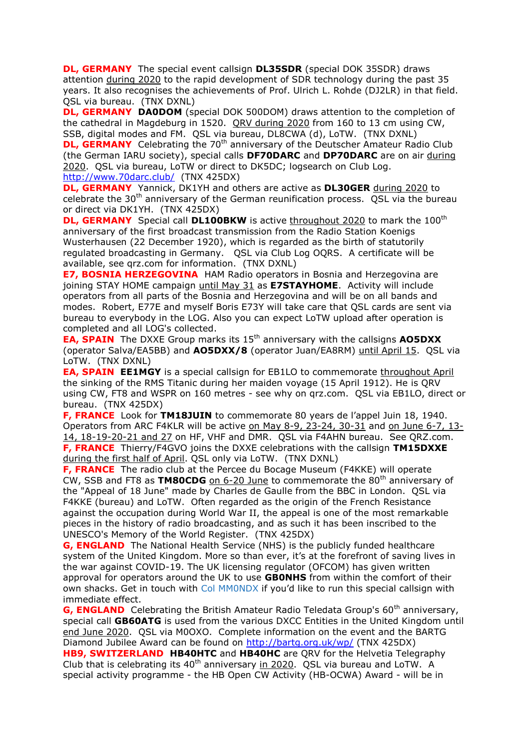**DL, GERMANY** The special event callsign **DL35SDR** (special DOK 35SDR) draws attention during 2020 to the rapid development of SDR technology during the past 35 years. It also recognises the achievements of Prof. Ulrich L. Rohde (DJ2LR) in that field. QSL via bureau. (TNX DXNL)

**DL, GERMANY** **DA0DOM** (special DOK 500DOM) draws attention to the completion of the cathedral in Magdeburg in 1520. QRV during 2020 from 160 to 13 cm using CW, SSB, digital modes and FM. QSL via bureau, DL8CWA (d), LoTW. (TNX DXNL)

**DL, GERMANY** Celebrating the 70th anniversary of the Deutscher Amateur Radio Club (the German IARU society), special calls **DF70DARC** and **DP70DARC** are on air during 2020. QSL via bureau, LoTW or direct to DK5DC; logsearch on Club Log. http://www.70darc.club/ (TNX 425DX)

**DL, GERMANY** Yannick, DK1YH and others are active as **DL30GER** during 2020 to celebrate the 30th anniversary of the German reunification process. QSL via the bureau or direct via DK1YH. (TNX 425DX)

**DL, GERMANY** Special call **DL100BKW** is active throughout 2020 to mark the 100th anniversary of the first broadcast transmission from the Radio Station Koenigs Wusterhausen (22 December 1920), which is regarded as the birth of statutorily regulated broadcasting in Germany. QSL via Club Log OQRS. A certificate will be available, see qrz.com for information. (TNX DXNL)

**E7, BOSNIA HERZEGOVINA** HAM Radio operators in Bosnia and Herzegovina are joining STAY HOME campaign until May 31 as **E7STAYHOME**. Activity will include operators from all parts of the Bosnia and Herzegovina and will be on all bands and modes. Robert, E77E and myself Boris E73Y will take care that QSL cards are sent via bureau to everybody in the LOG. Also you can expect LoTW upload after operation is completed and all LOG's collected.

**EA, SPAIN** The DXXE Group marks its 15th anniversary with the callsigns **AO5DXX** (operator Salva/EA5BB) and **AO5DXX/8** (operator Juan/EA8RM) until April 15. QSL via LoTW. (TNX DXNL)

**EA, SPAIN** **EE1MGY** is a special callsign for EB1LO to commemorate throughout April the sinking of the RMS Titanic during her maiden voyage (15 April 1912). He is QRV using CW, FT8 and WSPR on 160 metres - see why on qrz.com. QSL via EB1LO, direct or bureau. (TNX 425DX)

**F, FRANCE** Look for **TM18JUIN** to commemorate 80 years de l'appel Juin 18, 1940. Operators from ARC F4KLR will be active on May 8-9, 23-24, 30-31 and on June 6-7, 13-14, 18-19-20-21 and 27 on HF, VHF and DMR. QSL via F4AHN bureau. See QRZ.com.

**F, FRANCE** Thierry/F4GVO joins the DXXE celebrations with the callsign **TM15DXXE** during the first half of April. QSL only via LoTW. (TNX DXNL)

**F, FRANCE** The radio club at the Percee du Bocage Museum (F4KKE) will operate CW, SSB and FT8 as **TM80CDG** on 6-20 June to commemorate the 80th anniversary of the "Appeal of 18 June" made by Charles de Gaulle from the BBC in London. QSL via F4KKE (bureau) and LoTW. Often regarded as the origin of the French Resistance against the occupation during World War II, the appeal is one of the most remarkable pieces in the history of radio broadcasting, and as such it has been inscribed to the UNESCO's Memory of the World Register. (TNX 425DX)

**G, ENGLAND** The National Health Service (NHS) is the publicly funded healthcare system of the United Kingdom. More so than ever, it's at the forefront of saving lives in the war against COVID-19. The UK licensing regulator (OFCOM) has given written approval for operators around the UK to use **GB0NHS** from within the comfort of their own shacks. Get in touch with Col MM0NDX if you'd like to run this special callsign with immediate effect.

**G, ENGLAND** Celebrating the British Amateur Radio Teledata Group's 60th anniversary, special call **GB60ATG** is used from the various DXCC Entities in the United Kingdom until end June 2020. QSL via M0OXO. Complete information on the event and the BARTG Diamond Jubilee Award can be found on http://bartg.org.uk/wp/ (TNX 425DX)

**HB9, SWITZERLAND** **HB40HTC** and **HB40HC** are QRV for the Helvetia Telegraphy Club that is celebrating its 40th anniversary in 2020. QSL via bureau and LoTW. A special activity programme - the HB Open CW Activity (HB-OCWA) Award - will be in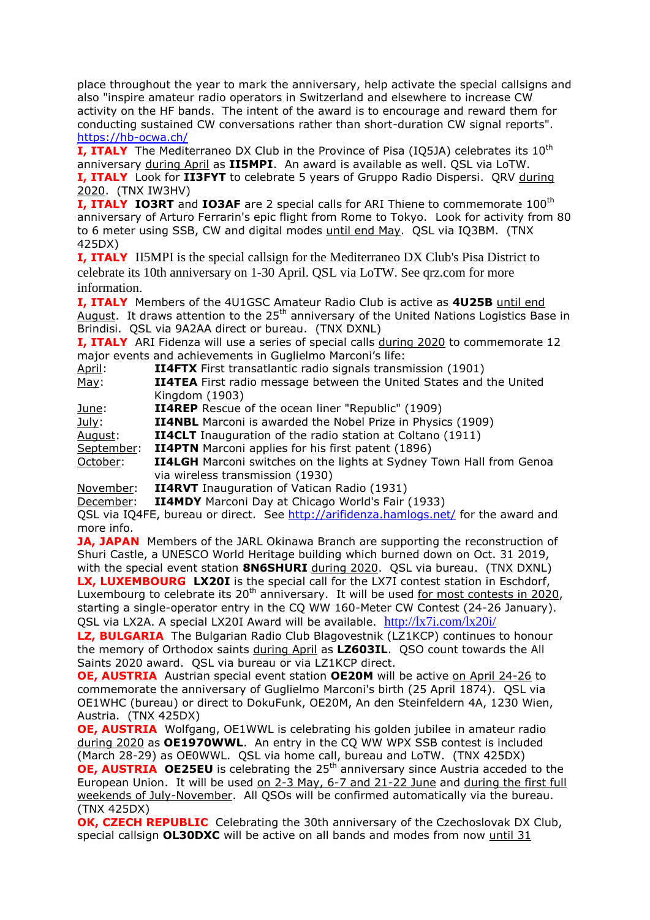place throughout the year to mark the anniversary, help activate the special callsigns and also "inspire amateur radio operators in Switzerland and elsewhere to increase CW activity on the HF bands. The intent of the award is to encourage and reward them for conducting sustained CW conversations rather than short-duration CW signal reports". https://hb-ocwa.ch/

**I, ITALY** The Mediterraneo DX Club in the Province of Pisa (IQ5JA) celebrates its 10th anniversary during April as **II5MPI**. An award is available as well. QSL via LoTW.

**I, ITALY** Look for **II3FYT** to celebrate 5 years of Gruppo Radio Dispersi. QRV during 2020. (TNX IW3HV)

**I, ITALY** **IO3RT** and **IO3AF** are 2 special calls for ARI Thiene to commemorate 100th anniversary of Arturo Ferrarin's epic flight from Rome to Tokyo. Look for activity from 80 to 6 meter using SSB, CW and digital modes until end May. QSL via IQ3BM. (TNX 425DX)

**I, ITALY** II5MPI is the special callsign for the Mediterraneo DX Club's Pisa District to celebrate its 10th anniversary on 1-30 April. QSL via LoTW. See qrz.com for more information.

**I, ITALY** Members of the 4U1GSC Amateur Radio Club is active as **4U25B** until end August. It draws attention to the 25th anniversary of the United Nations Logistics Base in Brindisi. QSL via 9A2AA direct or bureau. (TNX DXNL)

**I, ITALY** ARI Fidenza will use a series of special calls during 2020 to commemorate 12 major events and achievements in Guglielmo Marconi's life:

- April: **II4FTX** First transatlantic radio signals transmission (1901)
- May: **II4TEA** First radio message between the United States and the United Kingdom (1903)
- June: **II4REP** Rescue of the ocean liner "Republic" (1909)
- July: **II4NBL** Marconi is awarded the Nobel Prize in Physics (1909)
- August: **II4CLT** Inauguration of the radio station at Coltano (1911)
- September: **II4PTN** Marconi applies for his first patent (1896)
- October: **II4LGH** Marconi switches on the lights at Sydney Town Hall from Genoa via wireless transmission (1930)
- November: **II4RVT** Inauguration of Vatican Radio (1931)
- December: **II4MDY** Marconi Day at Chicago World's Fair (1933)

QSL via IQ4FE, bureau or direct. See http://arifidenza.hamlogs.net/ for the award and more info.

**JA, JAPAN** Members of the JARL Okinawa Branch are supporting the reconstruction of Shuri Castle, a UNESCO World Heritage building which burned down on Oct. 31 2019, with the special event station **8N6SHURI** during 2020. QSL via bureau. (TNX DXNL)

**LX, LUXEMBOURG** **LX20I** is the special call for the LX7I contest station in Eschdorf, Luxembourg to celebrate its 20th anniversary. It will be used for most contests in 2020, starting a single-operator entry in the CQ WW 160-Meter CW Contest (24-26 January). QSL via LX2A. A special LX20I Award will be available. http://lx7i.com/lx20i/

**LZ, BULGARIA** The Bulgarian Radio Club Blagovestnik (LZ1KCP) continues to honour the memory of Orthodox saints during April as **LZ603IL**. QSO count towards the All Saints 2020 award. QSL via bureau or via LZ1KCP direct.

**OE, AUSTRIA** Austrian special event station **OE20M** will be active on April 24-26 to commemorate the anniversary of Guglielmo Marconi's birth (25 April 1874). QSL via OE1WHC (bureau) or direct to DokuFunk, OE20M, An den Steinfeldern 4A, 1230 Wien, Austria. (TNX 425DX)

**OE, AUSTRIA** Wolfgang, OE1WWL is celebrating his golden jubilee in amateur radio during 2020 as **OE1970WWL**. An entry in the CQ WW WPX SSB contest is included (March 28-29) as OE0WWL. QSL via home call, bureau and LoTW. (TNX 425DX)

**OE, AUSTRIA** **OE25EU** is celebrating the 25th anniversary since Austria acceded to the European Union. It will be used on 2-3 May, 6-7 and 21-22 June and during the first full weekends of July-November. All QSOs will be confirmed automatically via the bureau. (TNX 425DX)

**OK, CZECH REPUBLIC** Celebrating the 30th anniversary of the Czechoslovak DX Club, special callsign **OL30DXC** will be active on all bands and modes from now until 31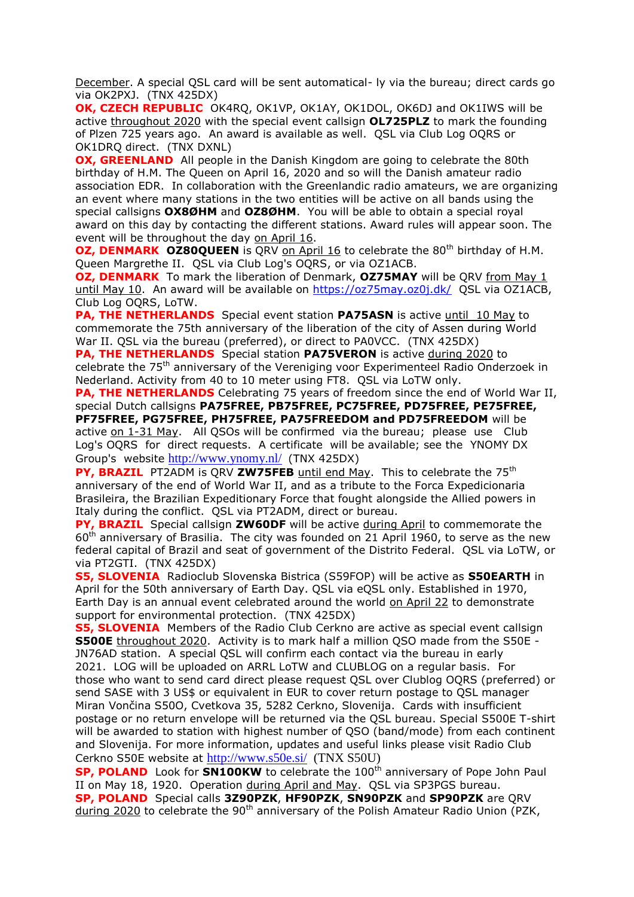December. A special QSL card will be sent automatical- ly via the bureau; direct cards go via OK2PXJ. (TNX 425DX)

**OK, CZECH REPUBLIC** OK4RQ, OK1VP, OK1AY, OK1DOL, OK6DJ and OK1IWS will be active throughout 2020 with the special event callsign **OL725PLZ** to mark the founding of Plzen 725 years ago. An award is available as well. QSL via Club Log OQRS or OK1DRQ direct. (TNX DXNL)

**OX, GREENLAND** All people in the Danish Kingdom are going to celebrate the 80th birthday of H.M. The Queen on April 16, 2020 and so will the Danish amateur radio association EDR. In collaboration with the Greenlandic radio amateurs, we are organizing an event where many stations in the two entities will be active on all bands using the special callsigns **OX8ØHM** and **OZ8ØHM**. You will be able to obtain a special royal award on this day by contacting the different stations. Award rules will appear soon. The event will be throughout the day on April 16.

**OZ, DENMARK** **OZ80QUEEN** is QRV on April 16 to celebrate the 80th birthday of H.M. Queen Margrethe II. QSL via Club Log's OQRS, or via OZ1ACB.

**OZ, DENMARK** To mark the liberation of Denmark, **OZ75MAY** will be QRV from May 1 until May 10. An award will be available on https://oz75may.oz0j.dk/ QSL via OZ1ACB, Club Log OQRS, LoTW.

**PA, THE NETHERLANDS** Special event station **PA75ASN** is active until 10 May to commemorate the 75th anniversary of the liberation of the city of Assen during World War II. QSL via the bureau (preferred), or direct to PA0VCC. (TNX 425DX)

**PA, THE NETHERLANDS** Special station **PA75VERON** is active during 2020 to celebrate the 75th anniversary of the Vereniging voor Experimenteel Radio Onderzoek in Nederland. Activity from 40 to 10 meter using FT8. QSL via LoTW only.

**PA, THE NETHERLANDS** Celebrating 75 years of freedom since the end of World War II, special Dutch callsigns **PA75FREE, PB75FREE, PC75FREE, PD75FREE, PE75FREE, PF75FREE, PG75FREE, PH75FREE, PA75FREEDOM and PD75FREEDOM** will be active on 1-31 May. All QSOs will be confirmed via the bureau; please use Club Log's OQRS for direct requests. A certificate will be available; see the YNOMY DX Group's website http://www.ynomy.nl/ (TNX 425DX)

**PY, BRAZIL** PT2ADM is QRV **ZW75FEB** until end May. This to celebrate the 75th anniversary of the end of World War II, and as a tribute to the Forca Expedicionaria Brasileira, the Brazilian Expeditionary Force that fought alongside the Allied powers in Italy during the conflict. QSL via PT2ADM, direct or bureau.

**PY, BRAZIL** Special callsign **ZW60DF** will be active during April to commemorate the 60th anniversary of Brasilia. The city was founded on 21 April 1960, to serve as the new federal capital of Brazil and seat of government of the Distrito Federal. QSL via LoTW, or via PT2GTI. (TNX 425DX)

**S5, SLOVENIA** Radioclub Slovenska Bistrica (S59FOP) will be active as **S50EARTH** in April for the 50th anniversary of Earth Day. QSL via eQSL only. Established in 1970, Earth Day is an annual event celebrated around the world on April 22 to demonstrate support for environmental protection. (TNX 425DX)

**S5, SLOVENIA** Members of the Radio Club Cerkno are active as special event callsign **S500E** throughout 2020. Activity is to mark half a million QSO made from the S50E - JN76AD station. A special QSL will confirm each contact via the bureau in early 2021. LOG will be uploaded on ARRL LoTW and CLUBLOG on a regular basis. For those who want to send card direct please request QSL over Clublog OQRS (preferred) or send SASE with 3 US$ or equivalent in EUR to cover return postage to QSL manager Miran Vončina S50O, Cvetkova 35, 5282 Cerkno, Slovenija. Cards with insufficient postage or no return envelope will be returned via the QSL bureau. Special S500E T-shirt will be awarded to station with highest number of QSO (band/mode) from each continent and Slovenija. For more information, updates and useful links please visit Radio Club Cerkno S50E website at http://www.s50e.si/ (TNX S50U)

**SP, POLAND** Look for **SN100KW** to celebrate the 100th anniversary of Pope John Paul II on May 18, 1920. Operation during April and May. QSL via SP3PGS bureau.

**SP, POLAND** Special calls **3Z90PZK**, **HF90PZK**, **SN90PZK** and **SP90PZK** are QRV during 2020 to celebrate the 90th anniversary of the Polish Amateur Radio Union (PZK,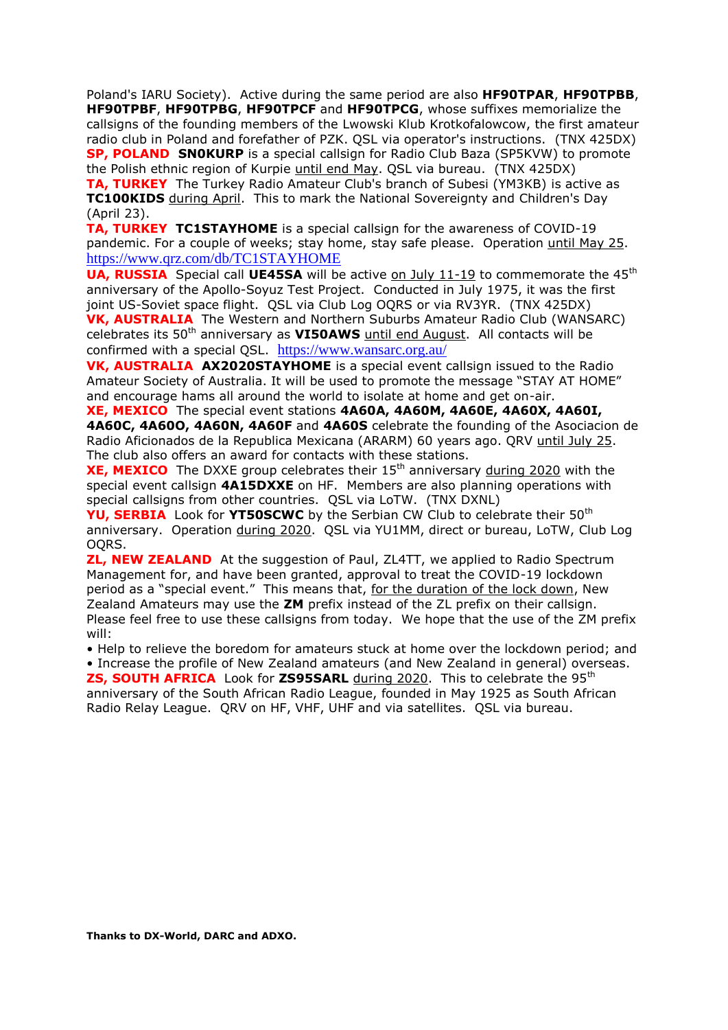Poland's IARU Society). Active during the same period are also **HF90TPAR**, **HF90TPBB**, **HF90TPBF**, **HF90TPBG**, **HF90TPCF** and **HF90TPCG**, whose suffixes memorialize the callsigns of the founding members of the Lwowski Klub Krotkofalowcow, the first amateur radio club in Poland and forefather of PZK. QSL via operator's instructions. (TNX 425DX)

**SP, POLAND** **SN0KURP** is a special callsign for Radio Club Baza (SP5KVW) to promote the Polish ethnic region of Kurpie until end May. QSL via bureau. (TNX 425DX)

**TA, TURKEY** The Turkey Radio Amateur Club's branch of Subesi (YM3KB) is active as **TC100KIDS** during April. This to mark the National Sovereignty and Children's Day (April 23).

**TA, TURKEY** **TC1STAYHOME** is a special callsign for the awareness of COVID-19 pandemic. For a couple of weeks; stay home, stay safe please. Operation until May 25. https://www.qrz.com/db/TC1STAYHOME

**UA, RUSSIA** Special call **UE45SA** will be active on July 11-19 to commemorate the 45th anniversary of the Apollo-Soyuz Test Project. Conducted in July 1975, it was the first joint US-Soviet space flight. QSL via Club Log OQRS or via RV3YR. (TNX 425DX)

**VK, AUSTRALIA** The Western and Northern Suburbs Amateur Radio Club (WANSARC) celebrates its 50th anniversary as **VI50AWS** until end August. All contacts will be confirmed with a special QSL. https://www.wansarc.org.au/

**VK, AUSTRALIA** **AX2020STAYHOME** is a special event callsign issued to the Radio Amateur Society of Australia. It will be used to promote the message "STAY AT HOME" and encourage hams all around the world to isolate at home and get on-air.

**XE, MEXICO** The special event stations **4A60A, 4A60M, 4A60E, 4A60X, 4A60I, 4A60C, 4A60O, 4A60N, 4A60F** and **4A60S** celebrate the founding of the Asociacion de Radio Aficionados de la Republica Mexicana (ARARM) 60 years ago. QRV until July 25. The club also offers an award for contacts with these stations.

**XE, MEXICO** The DXXE group celebrates their 15th anniversary during 2020 with the special event callsign **4A15DXXE** on HF. Members are also planning operations with special callsigns from other countries. QSL via LoTW. (TNX DXNL)

**YU, SERBIA** Look for **YT50SCWC** by the Serbian CW Club to celebrate their 50th anniversary. Operation during 2020. QSL via YU1MM, direct or bureau, LoTW, Club Log OQRS.

**ZL, NEW ZEALAND** At the suggestion of Paul, ZL4TT, we applied to Radio Spectrum Management for, and have been granted, approval to treat the COVID-19 lockdown period as a "special event." This means that, for the duration of the lock down, New Zealand Amateurs may use the **ZM** prefix instead of the ZL prefix on their callsign. Please feel free to use these callsigns from today. We hope that the use of the ZM prefix will:

- Help to relieve the boredom for amateurs stuck at home over the lockdown period; and
- Increase the profile of New Zealand amateurs (and New Zealand in general) overseas.

**ZS, SOUTH AFRICA** Look for **ZS95SARL** during 2020. This to celebrate the 95th anniversary of the South African Radio League, founded in May 1925 as South African Radio Relay League. QRV on HF, VHF, UHF and via satellites. QSL via bureau.

**Thanks to DX-World, DARC and ADXO.**